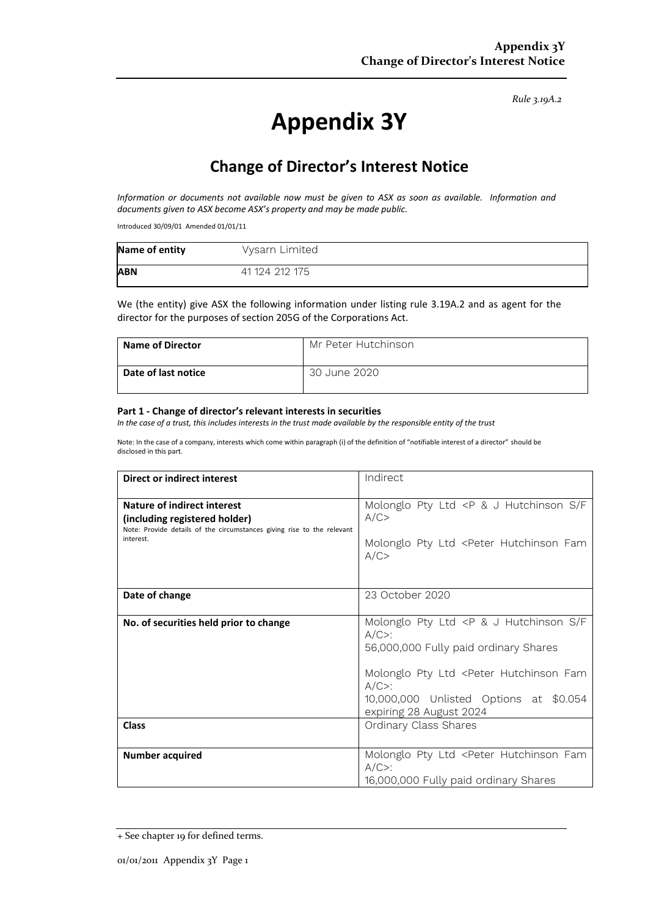*Rule 3.19A.2*

# Appendix 3Y

## Change of Director's Interest Notice

*Information or documents not available now must be given to ASX as soon as available. Information and documents given to ASX become ASX's property and may be made public.*

Introduced 30/09/01 Amended 01/01/11

| **Name of entity** | Vysarn Limited |
|---|---|
| **ABN** | 41 124 212 175 |

We (the entity) give ASX the following information under listing rule 3.19A.2 and as agent for the director for the purposes of section 205G of the Corporations Act.

| **Name of Director** | Mr Peter Hutchinson |
|---|---|
| **Date of last notice** | 30 June 2020 |

**Part 1 - Change of director's relevant interests in securities**

*In the case of a trust, this includes interests in the trust made available by the responsible entity of the trust*

Note: In the case of a company, interests which come within paragraph (i) of the definition of "notifiable interest of a director" should be disclosed in this part.

| **Direct or indirect interest** | Indirect |
|---|---|
| **Nature of indirect interest (including registered holder)**<br>Note: Provide details of the circumstances giving rise to the relevant interest. | Molonglo Pty Ltd <P & J Hutchinson S/F A/C><br><br>Molonglo Pty Ltd <Peter Hutchinson Fam A/C> |
| **Date of change** | 23 October 2020 |
| **No. of securities held prior to change** | Molonglo Pty Ltd <P & J Hutchinson S/F A/C>:<br>56,000,000 Fully paid ordinary Shares<br><br>Molonglo Pty Ltd <Peter Hutchinson Fam A/C>:<br>10,000,000 Unlisted Options at $0.054 expiring 28 August 2024 |
| **Class** | Ordinary Class Shares |
| **Number acquired** | Molonglo Pty Ltd <Peter Hutchinson Fam A/C>:<br>16,000,000 Fully paid ordinary Shares |

+ See chapter 19 for defined terms.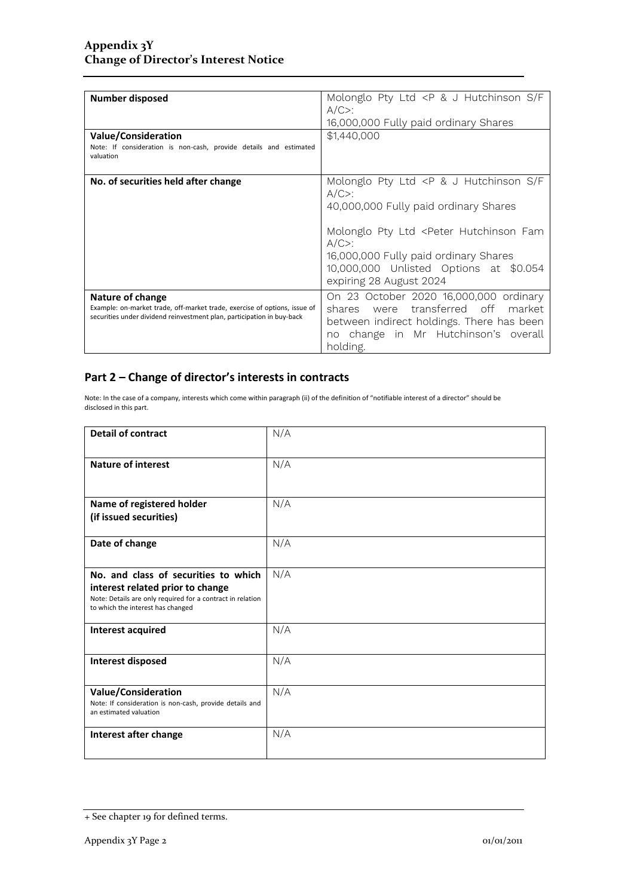| Number disposed | Molonglo Pty Ltd <P & J Hutchinson S/F A/C>:<br>16,000,000 Fully paid ordinary Shares |
|---|---|
| **Value/Consideration**<br>Note: If consideration is non-cash, provide details and estimated valuation | $1,440,000 |
| **No. of securities held after change** | Molonglo Pty Ltd <P & J Hutchinson S/F A/C>:<br>40,000,000 Fully paid ordinary Shares<br><br>Molonglo Pty Ltd <Peter Hutchinson Fam A/C>:<br>16,000,000 Fully paid ordinary Shares<br>10,000,000 Unlisted Options at $0.054 expiring 28 August 2024 |
| **Nature of change**<br>Example: on-market trade, off-market trade, exercise of options, issue of securities under dividend reinvestment plan, participation in buy-back | On 23 October 2020 16,000,000 ordinary shares were transferred off market between indirect holdings. There has been no change in Mr Hutchinson's overall holding. |

## Part 2 – Change of director's interests in contracts

Note: In the case of a company, interests which come within paragraph (ii) of the definition of "notifiable interest of a director" should be disclosed in this part.

| Detail of contract | N/A |
|---|---|
| **Nature of interest** | N/A |
| **Name of registered holder (if issued securities)** | N/A |
| **Date of change** | N/A |
| **No. and class of securities to which interest related prior to change**<br>Note: Details are only required for a contract in relation to which the interest has changed | N/A |
| **Interest acquired** | N/A |
| **Interest disposed** | N/A |
| **Value/Consideration**<br>Note: If consideration is non-cash, provide details and an estimated valuation | N/A |
| **Interest after change** | N/A |

+ See chapter 19 for defined terms.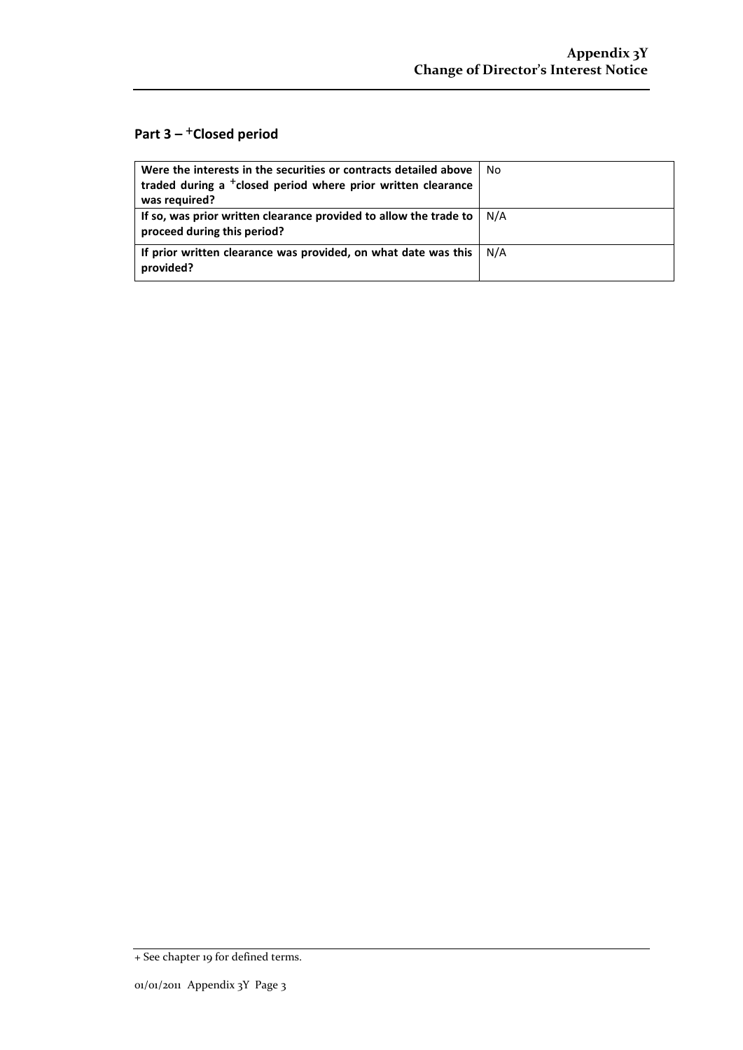## Part 3 – +Closed period

| | |
|---|---|
| **Were the interests in the securities or contracts detailed above traded during a +closed period where prior written clearance was required?** | No |
| **If so, was prior written clearance provided to allow the trade to proceed during this period?** | N/A |
| **If prior written clearance was provided, on what date was this provided?** | N/A |

+ See chapter 19 for defined terms.